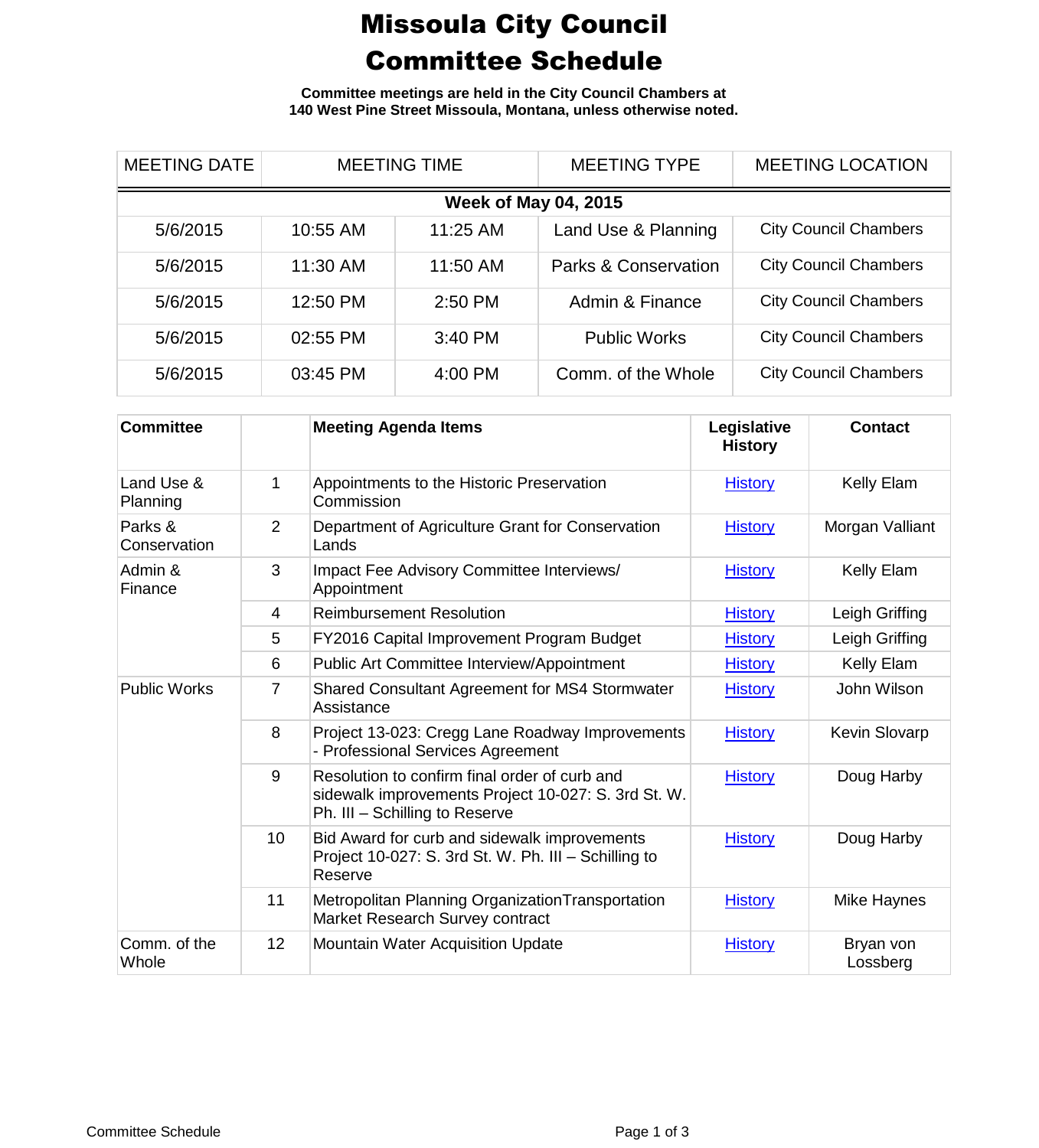# Missoula City Council Committee Schedule

**Committee meetings are held in the City Council Chambers at 140 West Pine Street Missoula, Montana, unless otherwise noted.**

| MEETING DATE | MEETING TIME | | MEETING TYPE | MEETING LOCATION |
|---|---|---|---|---|
| **Week of May 04, 2015** | | | | |
| 5/6/2015 | 10:55 AM | 11:25 AM | Land Use & Planning | City Council Chambers |
| 5/6/2015 | 11:30 AM | 11:50 AM | Parks & Conservation | City Council Chambers |
| 5/6/2015 | 12:50 PM | 2:50 PM | Admin & Finance | City Council Chambers |
| 5/6/2015 | 02:55 PM | 3:40 PM | Public Works | City Council Chambers |
| 5/6/2015 | 03:45 PM | 4:00 PM | Comm. of the Whole | City Council Chambers |

| Committee | | Meeting Agenda Items | Legislative History | Contact |
|---|---|---|---|---|
| Land Use & Planning | 1 | Appointments to the Historic Preservation Commission | History | Kelly Elam |
| Parks & Conservation | 2 | Department of Agriculture Grant for Conservation Lands | History | Morgan Valliant |
| Admin & Finance | 3 | Impact Fee Advisory Committee Interviews/ Appointment | History | Kelly Elam |
| | 4 | Reimbursement Resolution | History | Leigh Griffing |
| | 5 | FY2016 Capital Improvement Program Budget | History | Leigh Griffing |
| | 6 | Public Art Committee Interview/Appointment | History | Kelly Elam |
| Public Works | 7 | Shared Consultant Agreement for MS4 Stormwater Assistance | History | John Wilson |
| | 8 | Project 13-023: Cregg Lane Roadway Improvements - Professional Services Agreement | History | Kevin Slovarp |
| | 9 | Resolution to confirm final order of curb and sidewalk improvements Project 10-027: S. 3rd St. W. Ph. III – Schilling to Reserve | History | Doug Harby |
| | 10 | Bid Award for curb and sidewalk improvements Project 10-027: S. 3rd St. W. Ph. III – Schilling to Reserve | History | Doug Harby |
| | 11 | Metropolitan Planning OrganizationTransportation Market Research Survey contract | History | Mike Haynes |
| Comm. of the Whole | 12 | Mountain Water Acquisition Update | History | Bryan von Lossberg |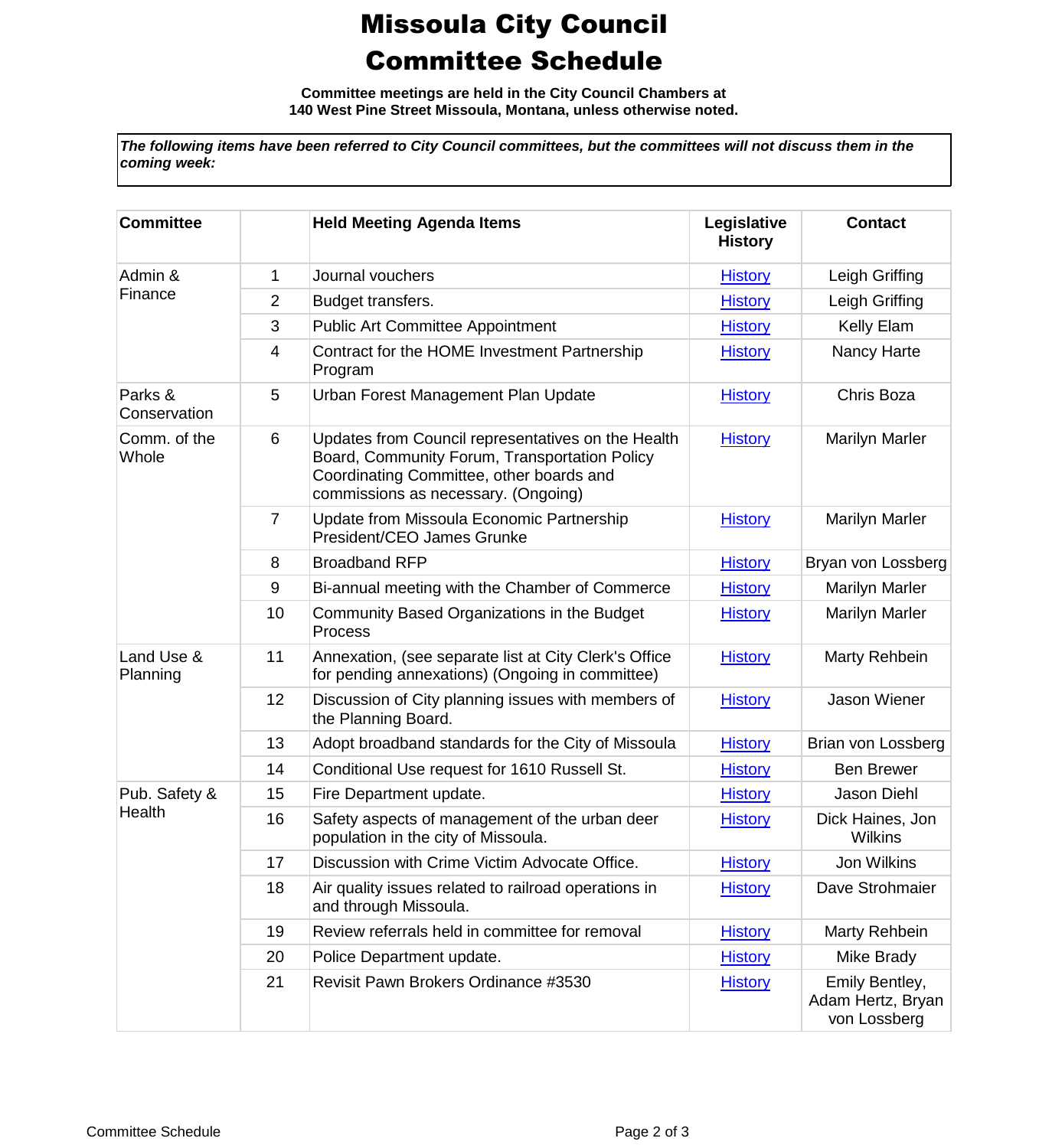# Missoula City Council Committee Schedule

**Committee meetings are held in the City Council Chambers at 140 West Pine Street Missoula, Montana, unless otherwise noted.**

***The following items have been referred to City Council committees, but the committees will not discuss them in the coming week:***

| Committee | | Held Meeting Agenda Items | Legislative History | Contact |
|---|---|---|---|---|
| Admin & Finance | 1 | Journal vouchers | History | Leigh Griffing |
| | 2 | Budget transfers. | History | Leigh Griffing |
| | 3 | Public Art Committee Appointment | History | Kelly Elam |
| | 4 | Contract for the HOME Investment Partnership Program | History | Nancy Harte |
| Parks & Conservation | 5 | Urban Forest Management Plan Update | History | Chris Boza |
| Comm. of the Whole | 6 | Updates from Council representatives on the Health Board, Community Forum, Transportation Policy Coordinating Committee, other boards and commissions as necessary. (Ongoing) | History | Marilyn Marler |
| | 7 | Update from Missoula Economic Partnership President/CEO James Grunke | History | Marilyn Marler |
| | 8 | Broadband RFP | History | Bryan von Lossberg |
| | 9 | Bi-annual meeting with the Chamber of Commerce | History | Marilyn Marler |
| | 10 | Community Based Organizations in the Budget Process | History | Marilyn Marler |
| Land Use & Planning | 11 | Annexation, (see separate list at City Clerk's Office for pending annexations) (Ongoing in committee) | History | Marty Rehbein |
| | 12 | Discussion of City planning issues with members of the Planning Board. | History | Jason Wiener |
| | 13 | Adopt broadband standards for the City of Missoula | History | Brian von Lossberg |
| | 14 | Conditional Use request for 1610 Russell St. | History | Ben Brewer |
| Pub. Safety & Health | 15 | Fire Department update. | History | Jason Diehl |
| | 16 | Safety aspects of management of the urban deer population in the city of Missoula. | History | Dick Haines, Jon Wilkins |
| | 17 | Discussion with Crime Victim Advocate Office. | History | Jon Wilkins |
| | 18 | Air quality issues related to railroad operations in and through Missoula. | History | Dave Strohmaier |
| | 19 | Review referrals held in committee for removal | History | Marty Rehbein |
| | 20 | Police Department update. | History | Mike Brady |
| | 21 | Revisit Pawn Brokers Ordinance #3530 | History | Emily Bentley, Adam Hertz, Bryan von Lossberg |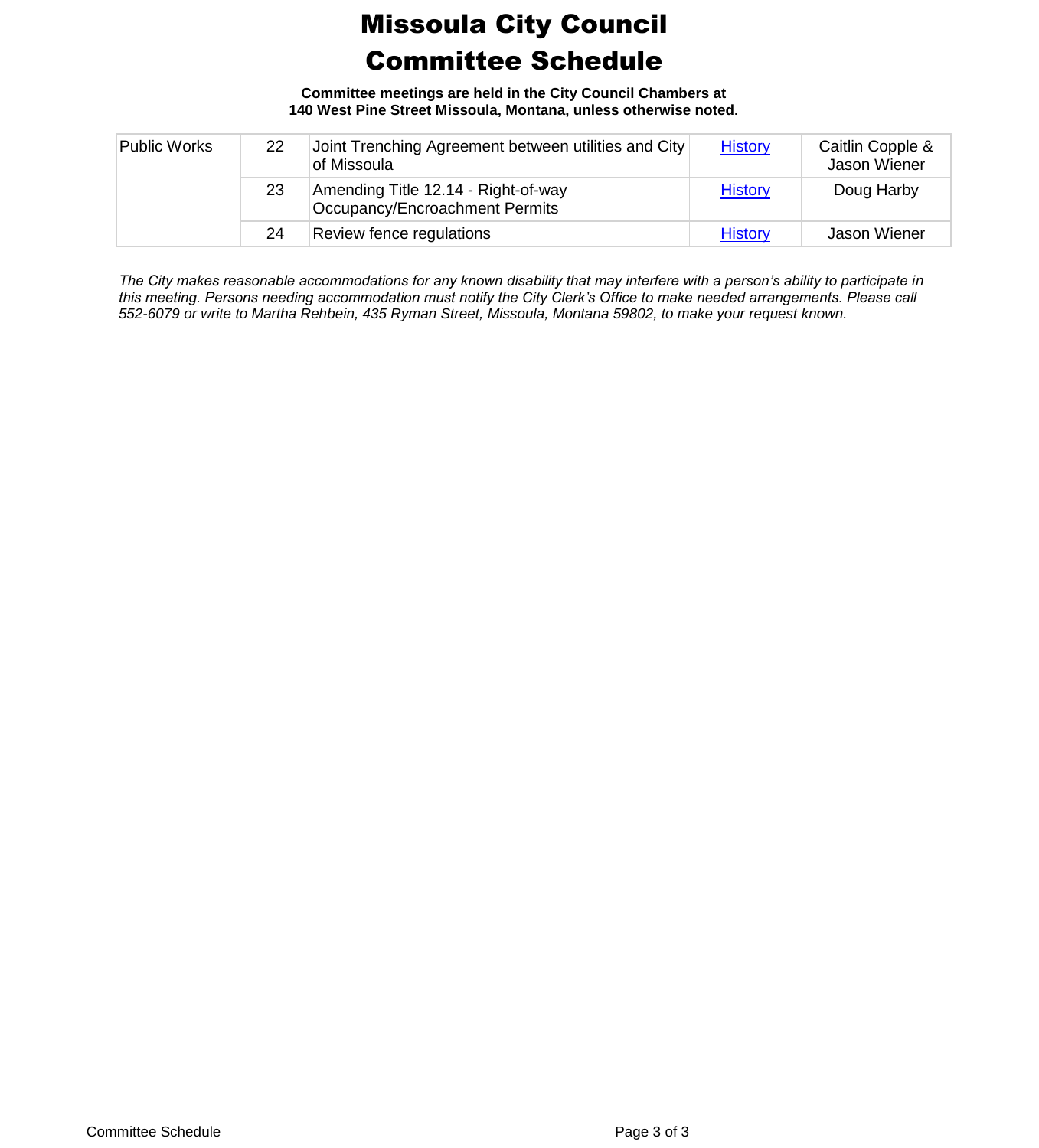# Missoula City Council
# Committee Schedule

**Committee meetings are held in the City Council Chambers at 140 West Pine Street Missoula, Montana, unless otherwise noted.**

| | | | | |
|---|---|---|---|---|
| Public Works | 22 | Joint Trenching Agreement between utilities and City of Missoula | History | Caitlin Copple & Jason Wiener |
| | 23 | Amending Title 12.14 - Right-of-way Occupancy/Encroachment Permits | History | Doug Harby |
| | 24 | Review fence regulations | History | Jason Wiener |

*The City makes reasonable accommodations for any known disability that may interfere with a person's ability to participate in this meeting. Persons needing accommodation must notify the City Clerk's Office to make needed arrangements. Please call 552-6079 or write to Martha Rehbein, 435 Ryman Street, Missoula, Montana 59802, to make your request known.*